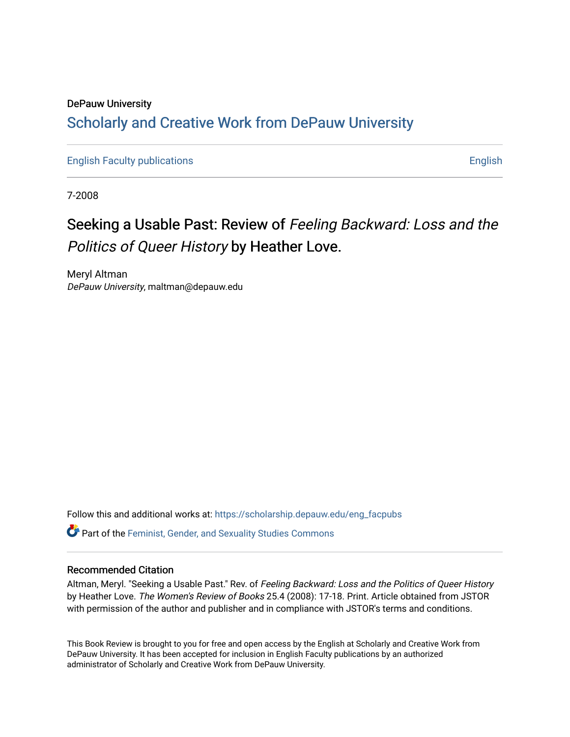DePauw University

## Scholarly and Creative Work from DePauw University

English Faculty publications | English

7-2008

# Seeking a Usable Past: Review of *Feeling Backward: Loss and the Politics of Queer History* by Heather Love.

Meryl Altman
*DePauw University*, maltman@depauw.edu

Follow this and additional works at: https://scholarship.depauw.edu/eng_facpubs

Part of the Feminist, Gender, and Sexuality Studies Commons

### Recommended Citation

Altman, Meryl. "Seeking a Usable Past." Rev. of *Feeling Backward: Loss and the Politics of Queer History* by Heather Love. *The Women's Review of Books* 25.4 (2008): 17-18. Print. Article obtained from JSTOR with permission of the author and publisher and in compliance with JSTOR's terms and conditions.

This Book Review is brought to you for free and open access by the English at Scholarly and Creative Work from DePauw University. It has been accepted for inclusion in English Faculty publications by an authorized administrator of Scholarly and Creative Work from DePauw University.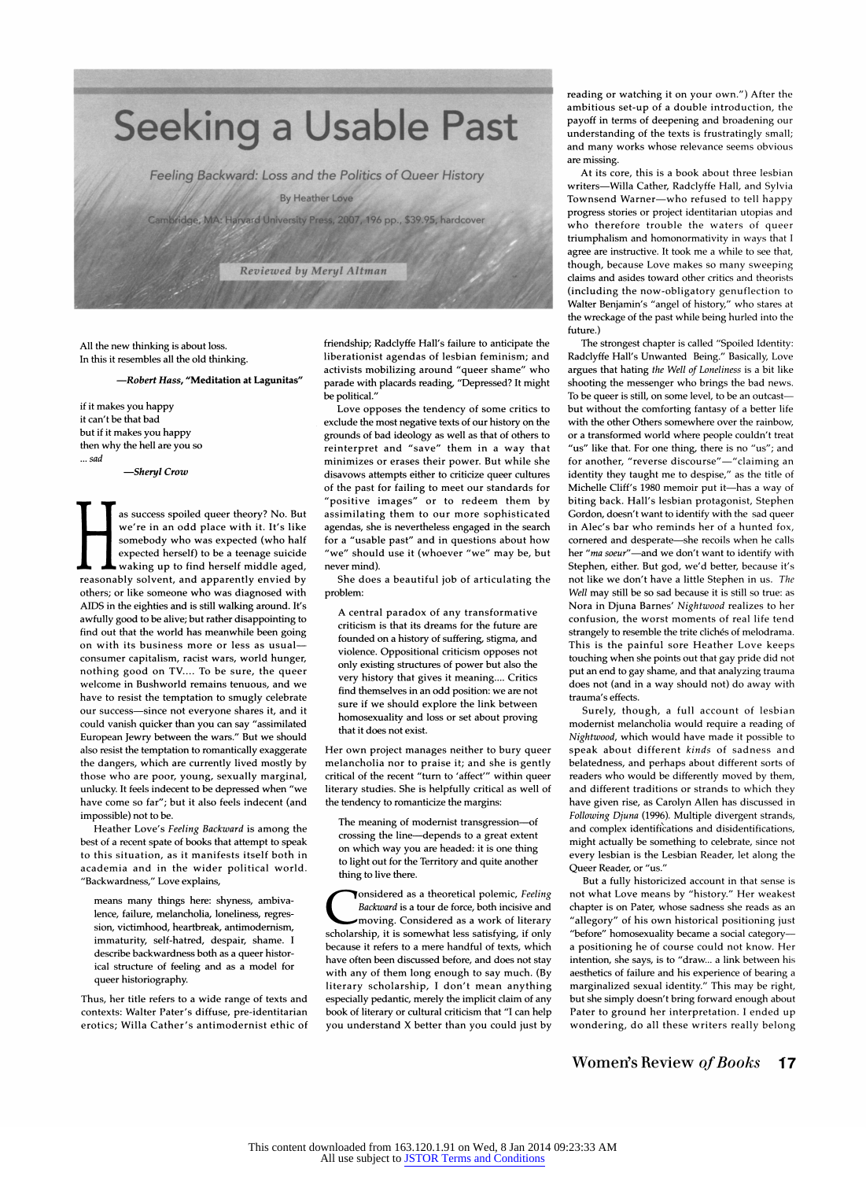# Seeking a Usable Past

*Feeling Backward: Loss and the Politics of Queer History*

By Heather Love

Cambridge, MA: Harvard University Press, 2007, 196 pp., $39.95, hardcover

**Reviewed by Meryl Altman**

> All the new thinking is about loss.
> In this it resembles all the old thinking.
>
> —*Robert Hass*, **"Meditation at Lagunitas"**

> if it makes you happy
> it can't be that bad
> but if it makes you happy
> then why the hell are you so
> ... *sad*
>
> —*Sheryl Crow*

Has success spoiled queer theory? No. But we're in an odd place with it. It's like somebody who was expected (who half expected herself) to be a teenage suicide waking up to find herself middle aged, reasonably solvent, and apparently envied by others; or like someone who was diagnosed with AIDS in the eighties and is still walking around. It's awfully good to be alive; but rather disappointing to find out that the world has meanwhile been going on with its business more or less as usual—consumer capitalism, racist wars, world hunger, nothing good on TV.... To be sure, the queer welcome in Bushworld remains tenuous, and we have to resist the temptation to smugly celebrate our success—since not everyone shares it, and it could vanish quicker than you can say "assimilated European Jewry between the wars." But we should also resist the temptation to romantically exaggerate the dangers, which are currently lived mostly by those who are poor, young, sexually marginal, unlucky. It feels indecent to be depressed when "we have come so far"; but it also feels indecent (and impossible) not to be.

Heather Love's *Feeling Backward* is among the best of a recent spate of books that attempt to speak to this situation, as it manifests itself both in academia and in the wider political world. "Backwardness," Love explains,

> means many things here: shyness, ambivalence, failure, melancholia, loneliness, regression, victimhood, heartbreak, antimodernism, immaturity, self-hatred, despair, shame. I describe backwardness both as a queer historical structure of feeling and as a model for queer historiography.

Thus, her title refers to a wide range of texts and contexts: Walter Pater's diffuse, pre-identitarian erotics; Willa Cather's antimodernist ethic of friendship; Radclyffe Hall's failure to anticipate the liberationist agendas of lesbian feminism; and activists mobilizing around "queer shame" who parade with placards reading, "Depressed? It might be political."

Love opposes the tendency of some critics to exclude the most negative texts of our history on the grounds of bad ideology as well as that of others to reinterpret and "save" them in a way that minimizes or erases their power. But while she disavows attempts either to criticize queer cultures of the past for failing to meet our standards for "positive images" or to redeem them by assimilating them to our more sophisticated agendas, she is nevertheless engaged in the search for a "usable past" and in questions about how "we" should use it (whoever "we" may be, but never mind).

She does a beautiful job of articulating the problem:

> A central paradox of any transformative criticism is that its dreams for the future are founded on a history of suffering, stigma, and violence. Oppositional criticism opposes not only existing structures of power but also the very history that gives it meaning.... Critics find themselves in an odd position: we are not sure if we should explore the link between homosexuality and loss or set about proving that it does not exist.

Her own project manages neither to bury queer melancholia nor to praise it; and she is gently critical of the recent "turn to 'affect'" within queer literary studies. She is helpfully critical as well of the tendency to romanticize the margins:

> The meaning of modernist transgression—of crossing the line—depends to a great extent on which way you are headed: it is one thing to light out for the Territory and quite another thing to live there.

Considered as a theoretical polemic, *Feeling Backward* is a tour de force, both incisive and moving. Considered as a work of literary scholarship, it is somewhat less satisfying, if only because it refers to a mere handful of texts, which have often been discussed before, and does not stay with any of them long enough to say much. (By literary scholarship, I don't mean anything especially pedantic, merely the implicit claim of any book of literary or cultural criticism that "I can help you understand X better than you could just by reading or watching it on your own.") After the ambitious set-up of a double introduction, the payoff in terms of deepening and broadening our understanding of the texts is frustratingly small; and many works whose relevance seems obvious are missing.

At its core, this is a book about three lesbian writers—Willa Cather, Radclyffe Hall, and Sylvia Townsend Warner—who refused to tell happy progress stories or project identitarian utopias and who therefore trouble the waters of queer triumphalism and homonormativity in ways that I agree are instructive. It took me a while to see that, though, because Love makes so many sweeping claims and asides toward other critics and theorists (including the now-obligatory genuflection to Walter Benjamin's "angel of history," who stares at the wreckage of the past while being hurled into the future.)

The strongest chapter is called "Spoiled Identity: Radclyffe Hall's Unwanted Being." Basically, Love argues that hating *the Well of Loneliness* is a bit like shooting the messenger who brings the bad news. To be queer is still, on some level, to be an outcast—but without the comforting fantasy of a better life with the other Others somewhere over the rainbow, or a transformed world where people couldn't treat "us" like that. For one thing, there is no "us"; and for another, "reverse discourse"—"claiming an identity they taught me to despise," as the title of Michelle Cliff's 1980 memoir put it—has a way of biting back. Hall's lesbian protagonist, Stephen Gordon, doesn't want to identify with the sad queer in Alec's bar who reminds her of a hunted fox, cornered and desperate—she recoils when he calls her "*ma soeur*"—and we don't want to identify with Stephen, either. But god, we'd better, because it's not like we don't have a little Stephen in us. *The Well* may still be so sad because it is still so true: as Nora in Djuna Barnes' *Nightwood* realizes to her confusion, the worst moments of real life tend strangely to resemble the trite clichés of melodrama. This is the painful sore Heather Love keeps touching when she points out that gay pride did not put an end to gay shame, and that analyzing trauma does not (and in a way should not) do away with trauma's effects.

Surely, though, a full account of lesbian modernist melancholia would require a reading of *Nightwood*, which would have made it possible to speak about different *kinds* of sadness and belatedness, and perhaps about different sorts of readers who would be differently moved by them, and different traditions or strands to which they have given rise, as Carolyn Allen has discussed in *Following Djuna* (1996). Multiple divergent strands, and complex identifications and disidentifications, might actually be something to celebrate, since not every lesbian is the Lesbian Reader, let alone the Queer Reader, or "us."

But a fully historicized account in that sense is not what Love means by "history." Her weakest chapter is on Pater, whose sadness she reads as an "allegory" of his own historical positioning just "before" homosexuality became a social category—a positioning he of course could not know. Her intention, she says, is to "draw... a link between his aesthetics of failure and his experience of bearing a marginalized sexual identity." This may be right, but she simply doesn't bring forward enough about Pater to ground her interpretation. I ended up wondering, do all these writers really belong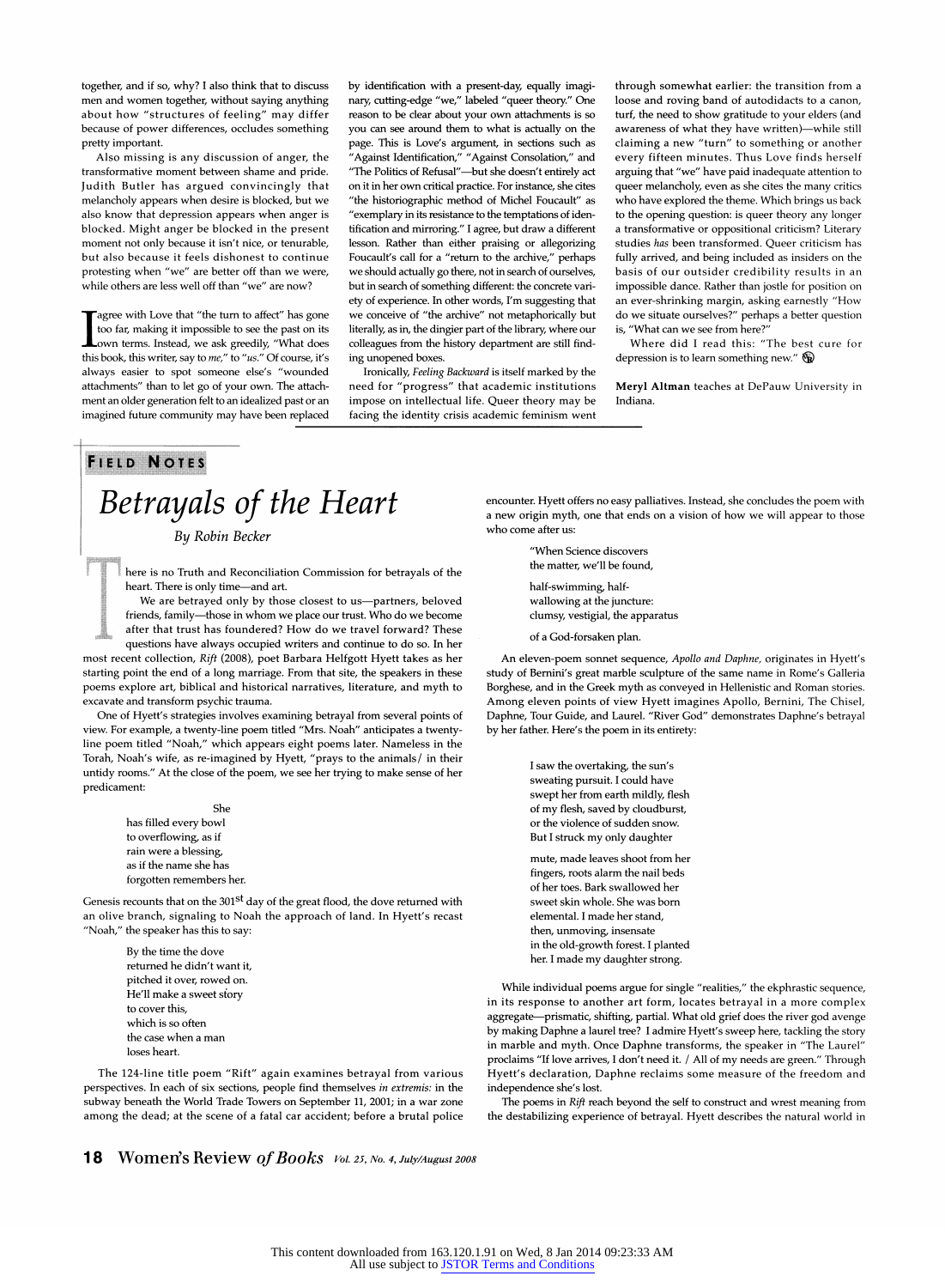together, and if so, why? I also think that to discuss men and women together, without saying anything about how "structures of feeling" may differ because of power differences, occludes something pretty important.

Also missing is any discussion of anger, the transformative moment between shame and pride. Judith Butler has argued convincingly that melancholy appears when desire is blocked, but we also know that depression appears when anger is blocked. Might anger be blocked in the present moment not only because it isn't nice, or tenurable, but also because it feels dishonest to continue protesting when "we" are better off than we were, while others are less well off than "we" are now?

I agree with Love that "the turn to affect" has gone too far, making it impossible to see the past on its own terms. Instead, we ask greedily, "What does this book, this writer, say to *me*," to "*us*." Of course, it's always easier to spot someone else's "wounded attachments" than to let go of your own. The attachment an older generation felt to an idealized past or an imagined future community may have been replaced by identification with a present-day, equally imaginary, cutting-edge "we," labeled "queer theory." One reason to be clear about your own attachments is so you can see around them to what is actually on the page. This is Love's argument, in sections such as "Against Identification," "Against Consolation," and "The Politics of Refusal"—but she doesn't entirely act on it in her own critical practice. For instance, she cites "the historiographic method of Michel Foucault" as "exemplary in its resistance to the temptations of identification and mirroring." I agree, but draw a different lesson. Rather than either praising or allegorizing Foucault's call for a "return to the archive," perhaps we should actually go there, not in search of ourselves, but in search of something different: the concrete variety of experience. In other words, I'm suggesting that we conceive of "the archive" not metaphorically but literally, as in, the dingier part of the library, where our colleagues from the history department are still finding unopened boxes.

Ironically, *Feeling Backward* is itself marked by the need for "progress" that academic institutions impose on intellectual life. Queer theory may be facing the identity crisis academic feminism went through somewhat earlier: the transition from a loose and roving band of autodidacts to a canon, turf, the need to show gratitude to your elders (and awareness of what they have written)—while still claiming a new "turn" to something or another every fifteen minutes. Thus Love finds herself arguing that "we" have paid inadequate attention to queer melancholy, even as she cites the many critics who have explored the theme. Which brings us back to the opening question: is queer theory any longer a transformative or oppositional criticism? Literary studies *has* been transformed. Queer criticism has fully arrived, and being included as insiders on the basis of our outsider credibility results in an impossible dance. Rather than jostle for position on an ever-shrinking margin, asking earnestly "How do we situate ourselves?" perhaps a better question is, "What can we see from here?"

Where did I read this: "The best cure for depression is to learn something new."

**Meryl Altman** teaches at DePauw University in Indiana.

FIELD NOTES

# Betrayals of the Heart

By Robin Becker

There is no Truth and Reconciliation Commission for betrayals of the heart. There is only time—and art.

We are betrayed only by those closest to us—partners, beloved friends, family—those in whom we place our trust. Who do we become after that trust has foundered? How do we travel forward? These questions have always occupied writers and continue to do so. In her most recent collection, *Rift* (2008), poet Barbara Helfgott Hyett takes as her starting point the end of a long marriage. From that site, the speakers in these poems explore art, biblical and historical narratives, literature, and myth to excavate and transform psychic trauma.

One of Hyett's strategies involves examining betrayal from several points of view. For example, a twenty-line poem titled "Mrs. Noah" anticipates a twenty-line poem titled "Noah," which appears eight poems later. Nameless in the Torah, Noah's wife, as re-imagined by Hyett, "prays to the animals/ in their untidy rooms." At the close of the poem, we see her trying to make sense of her predicament:

> She
> has filled every bowl
> to overflowing, as if
> rain were a blessing,
> as if the name she has
> forgotten remembers her.

Genesis recounts that on the 301st day of the great flood, the dove returned with an olive branch, signaling to Noah the approach of land. In Hyett's recast "Noah," the speaker has this to say:

> By the time the dove
> returned he didn't want it,
> pitched it over, rowed on.
> He'll make a sweet story
> to cover this,
> which is so often
> the case when a man
> loses heart.

The 124-line title poem "Rift" again examines betrayal from various perspectives. In each of six sections, people find themselves *in extremis*: in the subway beneath the World Trade Towers on September 11, 2001; in a war zone among the dead; at the scene of a fatal car accident; before a brutal police encounter. Hyett offers no easy palliatives. Instead, she concludes the poem with a new origin myth, one that ends on a vision of how we will appear to those who come after us:

> "When Science discovers
> the matter, we'll be found,
>
> half-swimming, half-
> wallowing at the juncture:
> clumsy, vestigial, the apparatus
>
> of a God-forsaken plan.

An eleven-poem sonnet sequence, *Apollo and Daphne*, originates in Hyett's study of Bernini's great marble sculpture of the same name in Rome's Galleria Borghese, and in the Greek myth as conveyed in Hellenistic and Roman stories. Among eleven points of view Hyett imagines Apollo, Bernini, The Chisel, Daphne, Tour Guide, and Laurel. "River God" demonstrates Daphne's betrayal by her father. Here's the poem in its entirety:

> I saw the overtaking, the sun's
> sweating pursuit. I could have
> swept her from earth mildly, flesh
> of my flesh, saved by cloudburst,
> or the violence of sudden snow.
> But I struck my only daughter
>
> mute, made leaves shoot from her
> fingers, roots alarm the nail beds
> of her toes. Bark swallowed her
> sweet skin whole. She was born
> elemental. I made her stand,
> then, unmoving, insensate
> in the old-growth forest. I planted
> her. I made my daughter strong.

While individual poems argue for single "realities," the ekphrastic sequence, in its response to another art form, locates betrayal in a more complex aggregate—prismatic, shifting, partial. What old grief does the river god avenge by making Daphne a laurel tree? I admire Hyett's sweep here, tackling the story in marble and myth. Once Daphne transforms, the speaker in "The Laurel" proclaims "If love arrives, I don't need it. / All of my needs are green." Through Hyett's declaration, Daphne reclaims some measure of the freedom and independence she's lost.

The poems in *Rift* reach beyond the self to construct and wrest meaning from the destabilizing experience of betrayal. Hyett describes the natural world in